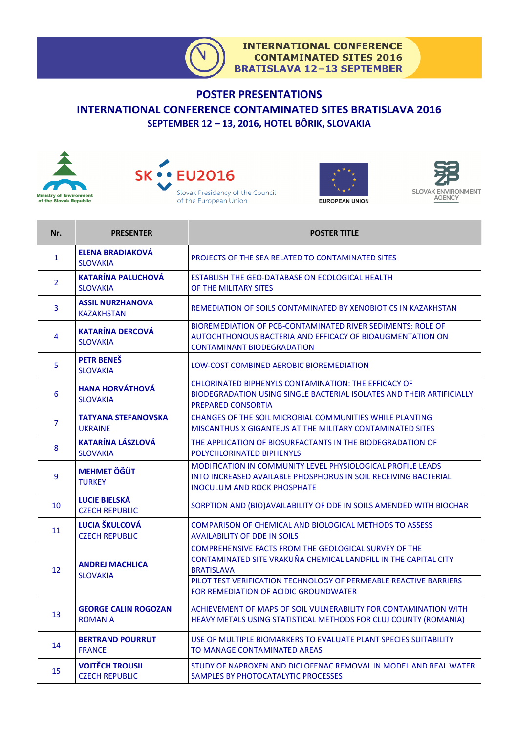INTERNATIONAL CONFERENCE
CONTAMINATED SITES 2016
BRATISLAVA 12–13 SEPTEMBER

# POSTER PRESENTATIONS

## INTERNATIONAL CONFERENCE CONTAMINATED SITES BRATISLAVA 2016

### SEPTEMBER 12 – 13, 2016, HOTEL BÔRIK, SLOVAKIA

Ministry of Environment of the Slovak Republic

SK EU2016 Slovak Presidency of the Council of the European Union

EUROPEAN UNION

SLOVAK ENVIRONMENT AGENCY

| Nr. | PRESENTER | POSTER TITLE |
|---|---|---|
| 1 | **ELENA BRADIAKOVÁ** SLOVAKIA | PROJECTS OF THE SEA RELATED TO CONTAMINATED SITES |
| 2 | **KATARÍNA PALUCHOVÁ** SLOVAKIA | ESTABLISH THE GEO-DATABASE ON ECOLOGICAL HEALTH OF THE MILITARY SITES |
| 3 | **ASSIL NURZHANOVA** KAZAKHSTAN | REMEDIATION OF SOILS CONTAMINATED BY XENOBIOTICS IN KAZAKHSTAN |
| 4 | **KATARÍNA DERCOVÁ** SLOVAKIA | BIOREMEDIATION OF PCB-CONTAMINATED RIVER SEDIMENTS: ROLE OF AUTOCHTHONOUS BACTERIA AND EFFICACY OF BIOAUGMENTATION ON CONTAMINANT BIODEGRADATION |
| 5 | **PETR BENEŠ** SLOVAKIA | LOW-COST COMBINED AEROBIC BIOREMEDIATION |
| 6 | **HANA HORVÁTHOVÁ** SLOVAKIA | CHLORINATED BIPHENYLS CONTAMINATION: THE EFFICACY OF BIODEGRADATION USING SINGLE BACTERIAL ISOLATES AND THEIR ARTIFICIALLY PREPARED CONSORTIA |
| 7 | **TATYANA STEFANOVSKA** UKRAINE | CHANGES OF THE SOIL MICROBIAL COMMUNITIES WHILE PLANTING MISCANTHUS X GIGANTEUS AT THE MILITARY CONTAMINATED SITES |
| 8 | **KATARÍNA LÁSZLOVÁ** SLOVAKIA | THE APPLICATION OF BIOSURFACTANTS IN THE BIODEGRADATION OF POLYCHLORINATED BIPHENYLS |
| 9 | **MEHMET ÖĞÜT** TURKEY | MODIFICATION IN COMMUNITY LEVEL PHYSIOLOGICAL PROFILE LEADS INTO INCREASED AVAILABLE PHOSPHORUS IN SOIL RECEIVING BACTERIAL INOCULUM AND ROCK PHOSPHATE |
| 10 | **LUCIE BIELSKÁ** CZECH REPUBLIC | SORPTION AND (BIO)AVAILABILITY OF DDE IN SOILS AMENDED WITH BIOCHAR |
| 11 | **LUCIA ŠKULCOVÁ** CZECH REPUBLIC | COMPARISON OF CHEMICAL AND BIOLOGICAL METHODS TO ASSESS AVAILABILITY OF DDE IN SOILS |
| 12 | **ANDREJ MACHLICA** SLOVAKIA | COMPREHENSIVE FACTS FROM THE GEOLOGICAL SURVEY OF THE CONTAMINATED SITE VRAKUŇA CHEMICAL LANDFILL IN THE CAPITAL CITY BRATISLAVA |
| | | PILOT TEST VERIFICATION TECHNOLOGY OF PERMEABLE REACTIVE BARRIERS FOR REMEDIATION OF ACIDIC GROUNDWATER |
| 13 | **GEORGE CALIN ROGOZAN** ROMANIA | ACHIEVEMENT OF MAPS OF SOIL VULNERABILITY FOR CONTAMINATION WITH HEAVY METALS USING STATISTICAL METHODS FOR CLUJ COUNTY (ROMANIA) |
| 14 | **BERTRAND POURRUT** FRANCE | USE OF MULTIPLE BIOMARKERS TO EVALUATE PLANT SPECIES SUITABILITY TO MANAGE CONTAMINATED AREAS |
| 15 | **VOJTĚCH TROUSIL** CZECH REPUBLIC | STUDY OF NAPROXEN AND DICLOFENAC REMOVAL IN MODEL AND REAL WATER SAMPLES BY PHOTOCATALYTIC PROCESSES |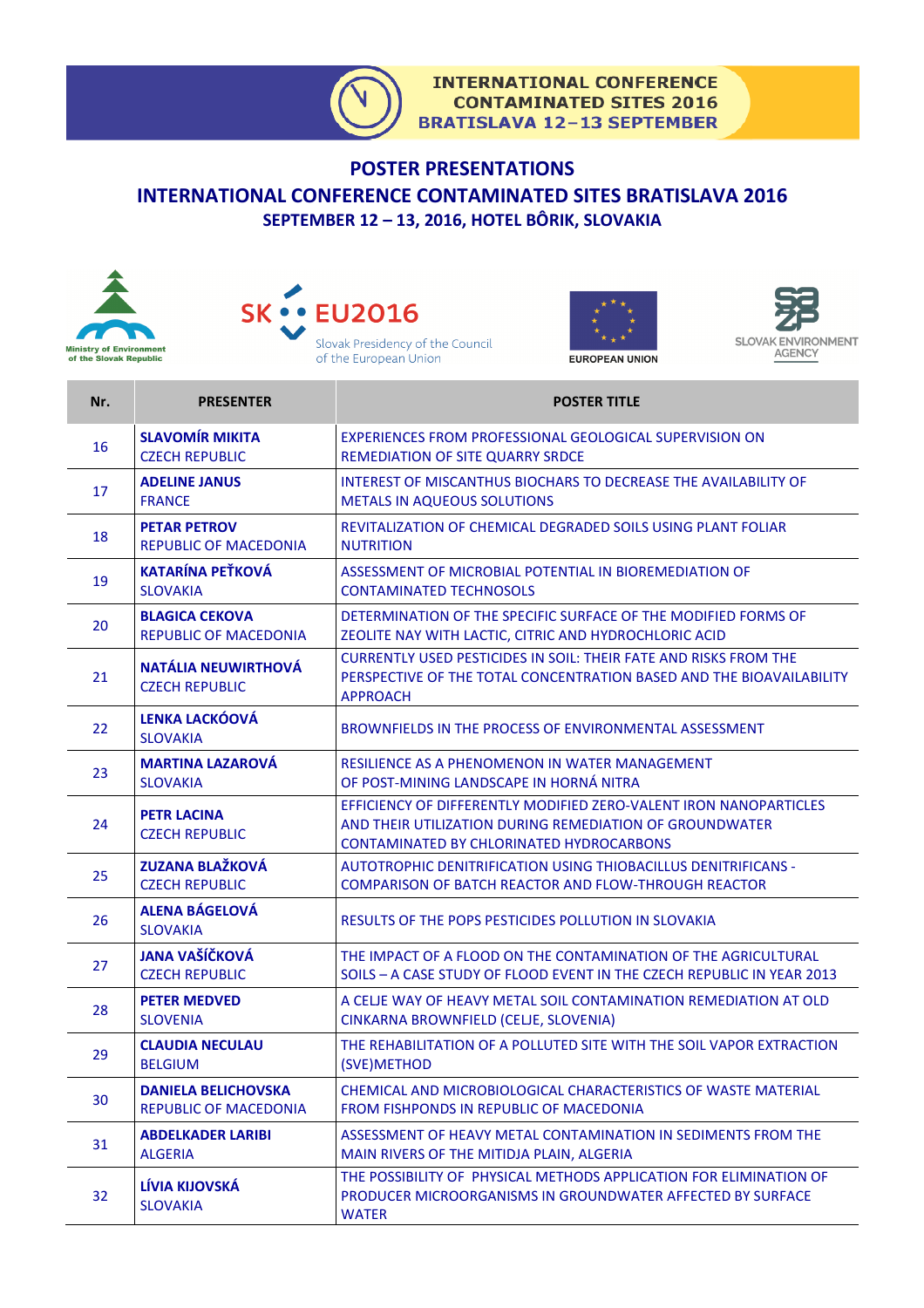# POSTER PRESENTATIONS

## INTERNATIONAL CONFERENCE CONTAMINATED SITES BRATISLAVA 2016

### SEPTEMBER 12 – 13, 2016, HOTEL BÔRIK, SLOVAKIA

| Nr. | PRESENTER | POSTER TITLE |
|---|---|---|
| 16 | **SLAVOMÍR MIKITA** CZECH REPUBLIC | EXPERIENCES FROM PROFESSIONAL GEOLOGICAL SUPERVISION ON REMEDIATION OF SITE QUARRY SRDCE |
| 17 | **ADELINE JANUS** FRANCE | INTEREST OF MISCANTHUS BIOCHARS TO DECREASE THE AVAILABILITY OF METALS IN AQUEOUS SOLUTIONS |
| 18 | **PETAR PETROV** REPUBLIC OF MACEDONIA | REVITALIZATION OF CHEMICAL DEGRADED SOILS USING PLANT FOLIAR NUTRITION |
| 19 | **KATARÍNA PEŤKOVÁ** SLOVAKIA | ASSESSMENT OF MICROBIAL POTENTIAL IN BIOREMEDIATION OF CONTAMINATED TECHNOSOLS |
| 20 | **BLAGICA CEKOVA** REPUBLIC OF MACEDONIA | DETERMINATION OF THE SPECIFIC SURFACE OF THE MODIFIED FORMS OF ZEOLITE NAY WITH LACTIC, CITRIC AND HYDROCHLORIC ACID |
| 21 | **NATÁLIA NEUWIRTHOVÁ** CZECH REPUBLIC | CURRENTLY USED PESTICIDES IN SOIL: THEIR FATE AND RISKS FROM THE PERSPECTIVE OF THE TOTAL CONCENTRATION BASED AND THE BIOAVAILABILITY APPROACH |
| 22 | **LENKA LACKÓOVÁ** SLOVAKIA | BROWNFIELDS IN THE PROCESS OF ENVIRONMENTAL ASSESSMENT |
| 23 | **MARTINA LAZAROVÁ** SLOVAKIA | RESILIENCE AS A PHENOMENON IN WATER MANAGEMENT OF POST-MINING LANDSCAPE IN HORNÁ NITRA |
| 24 | **PETR LACINA** CZECH REPUBLIC | EFFICIENCY OF DIFFERENTLY MODIFIED ZERO-VALENT IRON NANOPARTICLES AND THEIR UTILIZATION DURING REMEDIATION OF GROUNDWATER CONTAMINATED BY CHLORINATED HYDROCARBONS |
| 25 | **ZUZANA BLAŽKOVÁ** CZECH REPUBLIC | AUTOTROPHIC DENITRIFICATION USING THIOBACILLUS DENITRIFICANS - COMPARISON OF BATCH REACTOR AND FLOW-THROUGH REACTOR |
| 26 | **ALENA BÁGELOVÁ** SLOVAKIA | RESULTS OF THE POPS PESTICIDES POLLUTION IN SLOVAKIA |
| 27 | **JANA VAŠÍČKOVÁ** CZECH REPUBLIC | THE IMPACT OF A FLOOD ON THE CONTAMINATION OF THE AGRICULTURAL SOILS – A CASE STUDY OF FLOOD EVENT IN THE CZECH REPUBLIC IN YEAR 2013 |
| 28 | **PETER MEDVED** SLOVENIA | A CELJE WAY OF HEAVY METAL SOIL CONTAMINATION REMEDIATION AT OLD CINKARNA BROWNFIELD (CELJE, SLOVENIA) |
| 29 | **CLAUDIA NECULAU** BELGIUM | THE REHABILITATION OF A POLLUTED SITE WITH THE SOIL VAPOR EXTRACTION (SVE)METHOD |
| 30 | **DANIELA BELICHOVSKA** REPUBLIC OF MACEDONIA | CHEMICAL AND MICROBIOLOGICAL CHARACTERISTICS OF WASTE MATERIAL FROM FISHPONDS IN REPUBLIC OF MACEDONIA |
| 31 | **ABDELKADER LARIBI** ALGERIA | ASSESSMENT OF HEAVY METAL CONTAMINATION IN SEDIMENTS FROM THE MAIN RIVERS OF THE MITIDJA PLAIN, ALGERIA |
| 32 | **LÍVIA KIJOVSKÁ** SLOVAKIA | THE POSSIBILITY OF PHYSICAL METHODS APPLICATION FOR ELIMINATION OF PRODUCER MICROORGANISMS IN GROUNDWATER AFFECTED BY SURFACE WATER |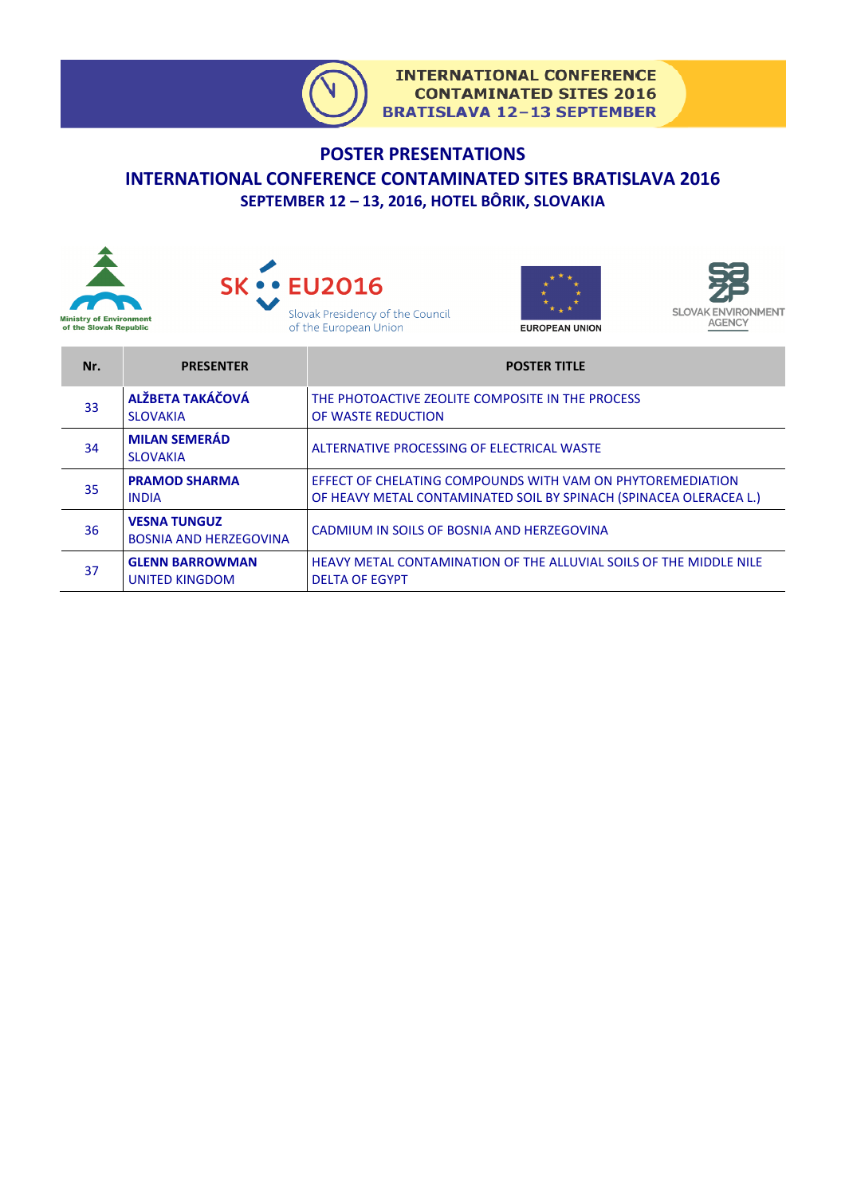## POSTER PRESENTATIONS

## INTERNATIONAL CONFERENCE CONTAMINATED SITES BRATISLAVA 2016

### SEPTEMBER 12 – 13, 2016, HOTEL BÔRIK, SLOVAKIA

| Nr. | PRESENTER | POSTER TITLE |
|---|---|---|
| 33 | **ALŽBETA TAKÁČOVÁ** SLOVAKIA | THE PHOTOACTIVE ZEOLITE COMPOSITE IN THE PROCESS OF WASTE REDUCTION |
| 34 | **MILAN SEMERÁD** SLOVAKIA | ALTERNATIVE PROCESSING OF ELECTRICAL WASTE |
| 35 | **PRAMOD SHARMA** INDIA | EFFECT OF CHELATING COMPOUNDS WITH VAM ON PHYTOREMEDIATION OF HEAVY METAL CONTAMINATED SOIL BY SPINACH (SPINACEA OLERACEA L.) |
| 36 | **VESNA TUNGUZ** BOSNIA AND HERZEGOVINA | CADMIUM IN SOILS OF BOSNIA AND HERZEGOVINA |
| 37 | **GLENN BARROWMAN** UNITED KINGDOM | HEAVY METAL CONTAMINATION OF THE ALLUVIAL SOILS OF THE MIDDLE NILE DELTA OF EGYPT |